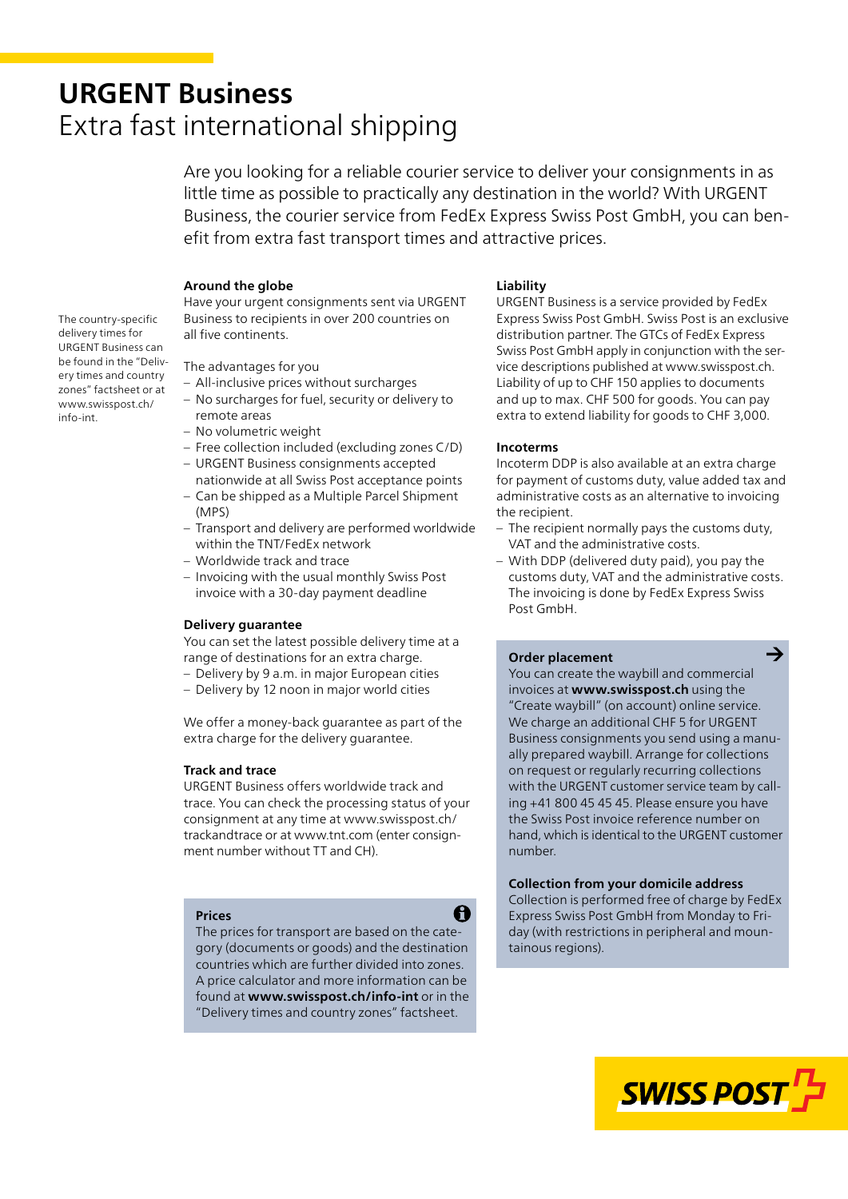# URGENT Business
## Extra fast international shipping

Are you looking for a reliable courier service to deliver your consignments in as little time as possible to practically any destination in the world? With URGENT Business, the courier service from FedEx Express Swiss Post GmbH, you can benefit from extra fast transport times and attractive prices.

The country-specific delivery times for URGENT Business can be found in the "Delivery times and country zones" factsheet or at www.swisspost.ch/info-int.

### Around the globe

Have your urgent consignments sent via URGENT Business to recipients in over 200 countries on all five continents.

The advantages for you
- All-inclusive prices without surcharges
- No surcharges for fuel, security or delivery to remote areas
- No volumetric weight
- Free collection included (excluding zones C/D)
- URGENT Business consignments accepted nationwide at all Swiss Post acceptance points
- Can be shipped as a Multiple Parcel Shipment (MPS)
- Transport and delivery are performed worldwide within the TNT/FedEx network
- Worldwide track and trace
- Invoicing with the usual monthly Swiss Post invoice with a 30-day payment deadline

### Delivery guarantee

You can set the latest possible delivery time at a range of destinations for an extra charge.
- Delivery by 9 a.m. in major European cities
- Delivery by 12 noon in major world cities

We offer a money-back guarantee as part of the extra charge for the delivery guarantee.

### Track and trace

URGENT Business offers worldwide track and trace. You can check the processing status of your consignment at any time at www.swisspost.ch/trackandtrace or at www.tnt.com (enter consignment number without TT and CH).

### Prices

The prices for transport are based on the category (documents or goods) and the destination countries which are further divided into zones. A price calculator and more information can be found at **www.swisspost.ch/info-int** or in the "Delivery times and country zones" factsheet.

### Liability

URGENT Business is a service provided by FedEx Express Swiss Post GmbH. Swiss Post is an exclusive distribution partner. The GTCs of FedEx Express Swiss Post GmbH apply in conjunction with the service descriptions published at www.swisspost.ch. Liability of up to CHF 150 applies to documents and up to max. CHF 500 for goods. You can pay extra to extend liability for goods to CHF 3,000.

### Incoterms

Incoterm DDP is also available at an extra charge for payment of customs duty, value added tax and administrative costs as an alternative to invoicing the recipient.
- The recipient normally pays the customs duty, VAT and the administrative costs.
- With DDP (delivered duty paid), you pay the customs duty, VAT and the administrative costs. The invoicing is done by FedEx Express Swiss Post GmbH.

### Order placement

You can create the waybill and commercial invoices at **www.swisspost.ch** using the "Create waybill" (on account) online service. We charge an additional CHF 5 for URGENT Business consignments you send using a manually prepared waybill. Arrange for collections on request or regularly recurring collections with the URGENT customer service team by calling +41 800 45 45 45. Please ensure you have the Swiss Post invoice reference number on hand, which is identical to the URGENT customer number.

### Collection from your domicile address

Collection is performed free of charge by FedEx Express Swiss Post GmbH from Monday to Friday (with restrictions in peripheral and mountainous regions).

SWISS POST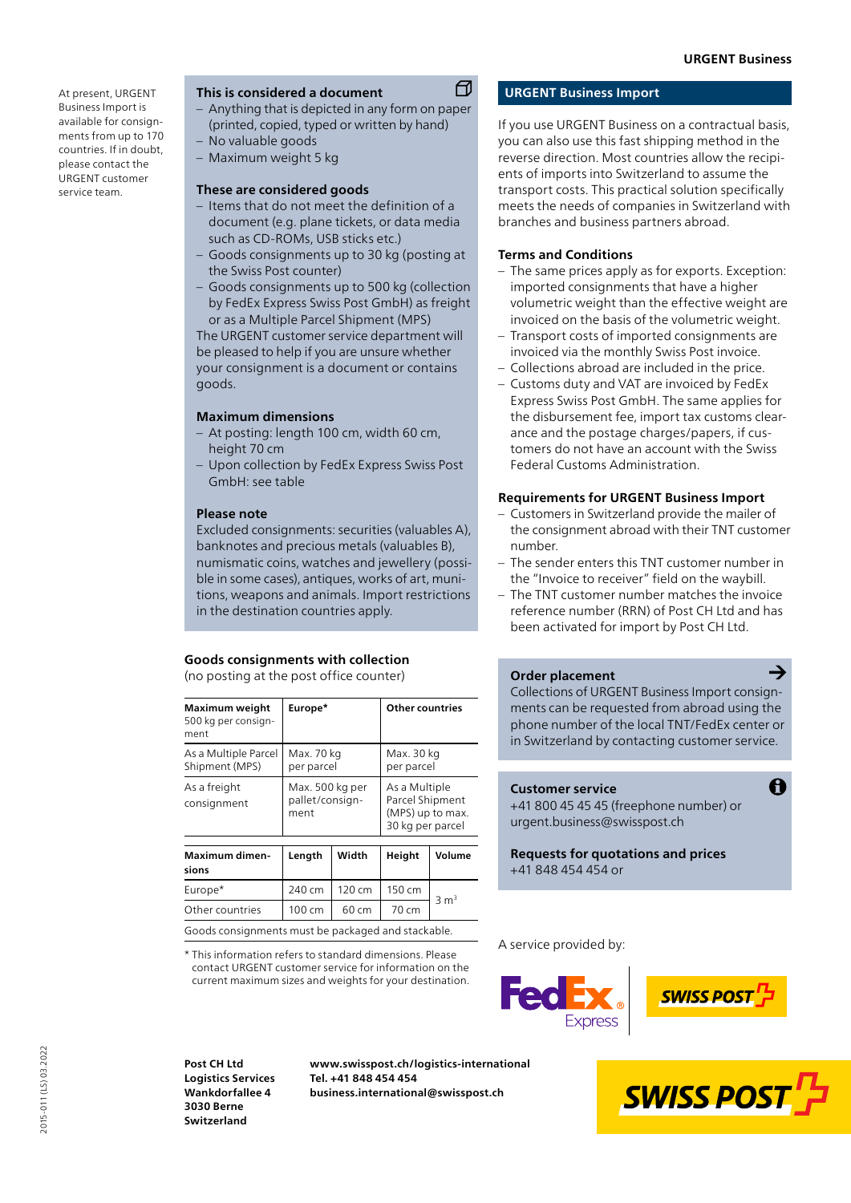At present, URGENT Business Import is available for consignments from up to 170 countries. If in doubt, please contact the URGENT customer service team.

### This is considered a document

- Anything that is depicted in any form on paper (printed, copied, typed or written by hand)
- No valuable goods
- Maximum weight 5 kg

### These are considered goods

- Items that do not meet the definition of a document (e.g. plane tickets, or data media such as CD-ROMs, USB sticks etc.)
- Goods consignments up to 30 kg (posting at the Swiss Post counter)
- Goods consignments up to 500 kg (collection by FedEx Express Swiss Post GmbH) as freight or as a Multiple Parcel Shipment (MPS)

The URGENT customer service department will be pleased to help if you are unsure whether your consignment is a document or contains goods.

### Maximum dimensions

- At posting: length 100 cm, width 60 cm, height 70 cm
- Upon collection by FedEx Express Swiss Post GmbH: see table

### Please note

Excluded consignments: securities (valuables A), banknotes and precious metals (valuables B), numismatic coins, watches and jewellery (possible in some cases), antiques, works of art, munitions, weapons and animals. Import restrictions in the destination countries apply.

### Goods consignments with collection

(no posting at the post office counter)

| **Maximum weight** 500 kg per consignment | **Europe*** | **Other countries** |
|---|---|---|
| As a Multiple Parcel Shipment (MPS) | Max. 70 kg per parcel | Max. 30 kg per parcel |
| As a freight consignment | Max. 500 kg per pallet/consignment | As a Multiple Parcel Shipment (MPS) up to max. 30 kg per parcel |

| **Maximum dimensions** | **Length** | **Width** | **Height** | **Volume** |
|---|---|---|---|---|
| Europe* | 240 cm | 120 cm | 150 cm | 3 m³ |
| Other countries | 100 cm | 60 cm | 70 cm | |

Goods consignments must be packaged and stackable.

\* This information refers to standard dimensions. Please contact URGENT customer service for information on the current maximum sizes and weights for your destination.

## URGENT Business Import

If you use URGENT Business on a contractual basis, you can also use this fast shipping method in the reverse direction. Most countries allow the recipients of imports into Switzerland to assume the transport costs. This practical solution specifically meets the needs of companies in Switzerland with branches and business partners abroad.

### Terms and Conditions

- The same prices apply as for exports. Exception: imported consignments that have a higher volumetric weight than the effective weight are invoiced on the basis of the volumetric weight.
- Transport costs of imported consignments are invoiced via the monthly Swiss Post invoice.
- Collections abroad are included in the price.
- Customs duty and VAT are invoiced by FedEx Express Swiss Post GmbH. The same applies for the disbursement fee, import tax customs clearance and the postage charges/papers, if customers do not have an account with the Swiss Federal Customs Administration.

### Requirements for URGENT Business Import

- Customers in Switzerland provide the mailer of the consignment abroad with their TNT customer number.
- The sender enters this TNT customer number in the "Invoice to receiver" field on the waybill.
- The TNT customer number matches the invoice reference number (RRN) of Post CH Ltd and has been activated for import by Post CH Ltd.

### Order placement

Collections of URGENT Business Import consignments can be requested from abroad using the phone number of the local TNT/FedEx center or in Switzerland by contacting customer service.

### Customer service

+41 800 45 45 45 (freephone number) or
urgent.business@swisspost.ch

### Requests for quotations and prices

+41 848 454 454 or

A service provided by:

FedEx Express
SWISS POST

**Post CH Ltd**
**Logistics Services**
**Wankdorfallee 4**
**3030 Berne**
**Switzerland**

**www.swisspost.ch/logistics-international**
**Tel. +41 848 454 454**
**business.international@swisspost.ch**

SWISS POST

2015-011 (LS) 03.2022